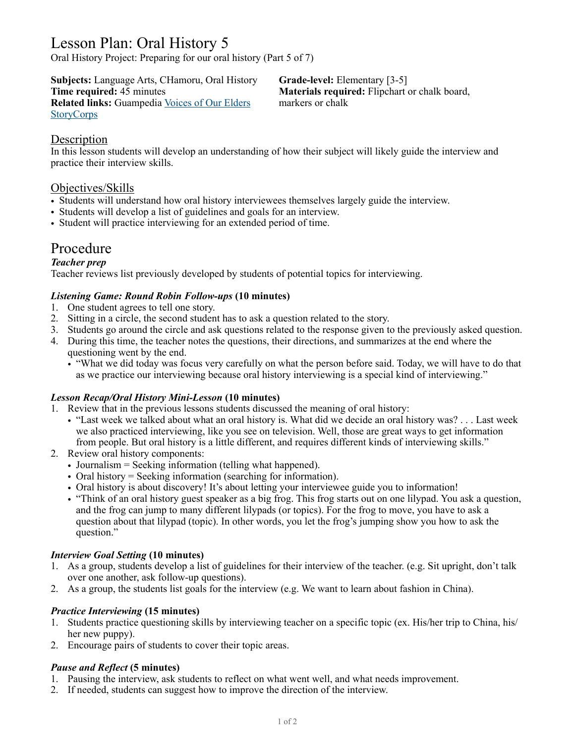# Lesson Plan: Oral History 5

Oral History Project: Preparing for our oral history (Part 5 of 7)

**Subjects:** Language Arts, CHamoru, Oral History
**Time required:** 45 minutes
**Related links:** Guampedia [Voices of Our Elders](#) [StoryCorps](#)

**Grade-level:** Elementary [3-5]
**Materials required:** Flipchart or chalk board, markers or chalk

## Description

In this lesson students will develop an understanding of how their subject will likely guide the interview and practice their interview skills.

## Objectives/Skills

- Students will understand how oral history interviewees themselves largely guide the interview.
- Students will develop a list of guidelines and goals for an interview.
- Student will practice interviewing for an extended period of time.

# Procedure

### *Teacher prep*

Teacher reviews list previously developed by students of potential topics for interviewing.

### *Listening Game: Round Robin Follow-ups* (10 minutes)

1. One student agrees to tell one story.
2. Sitting in a circle, the second student has to ask a question related to the story.
3. Students go around the circle and ask questions related to the response given to the previously asked question.
4. During this time, the teacher notes the questions, their directions, and summarizes at the end where the questioning went by the end.
   - "What we did today was focus very carefully on what the person before said. Today, we will have to do that as we practice our interviewing because oral history interviewing is a special kind of interviewing."

### *Lesson Recap/Oral History Mini-Lesson* (10 minutes)

1. Review that in the previous lessons students discussed the meaning of oral history:
   - "Last week we talked about what an oral history is. What did we decide an oral history was? . . . Last week we also practiced interviewing, like you see on television. Well, those are great ways to get information from people. But oral history is a little different, and requires different kinds of interviewing skills."
2. Review oral history components:
   - Journalism = Seeking information (telling what happened).
   - Oral history = Seeking information (searching for information).
   - Oral history is about discovery! It's about letting your interviewee guide you to information!
   - "Think of an oral history guest speaker as a big frog. This frog starts out on one lilypad. You ask a question, and the frog can jump to many different lilypads (or topics). For the frog to move, you have to ask a question about that lilypad (topic). In other words, you let the frog's jumping show you how to ask the question."

### *Interview Goal Setting* (10 minutes)

1. As a group, students develop a list of guidelines for their interview of the teacher. (e.g. Sit upright, don't talk over one another, ask follow-up questions).
2. As a group, the students list goals for the interview (e.g. We want to learn about fashion in China).

### *Practice Interviewing* (15 minutes)

1. Students practice questioning skills by interviewing teacher on a specific topic (ex. His/her trip to China, his/her new puppy).
2. Encourage pairs of students to cover their topic areas.

### *Pause and Reflect* (5 minutes)

1. Pausing the interview, ask students to reflect on what went well, and what needs improvement.
2. If needed, students can suggest how to improve the direction of the interview.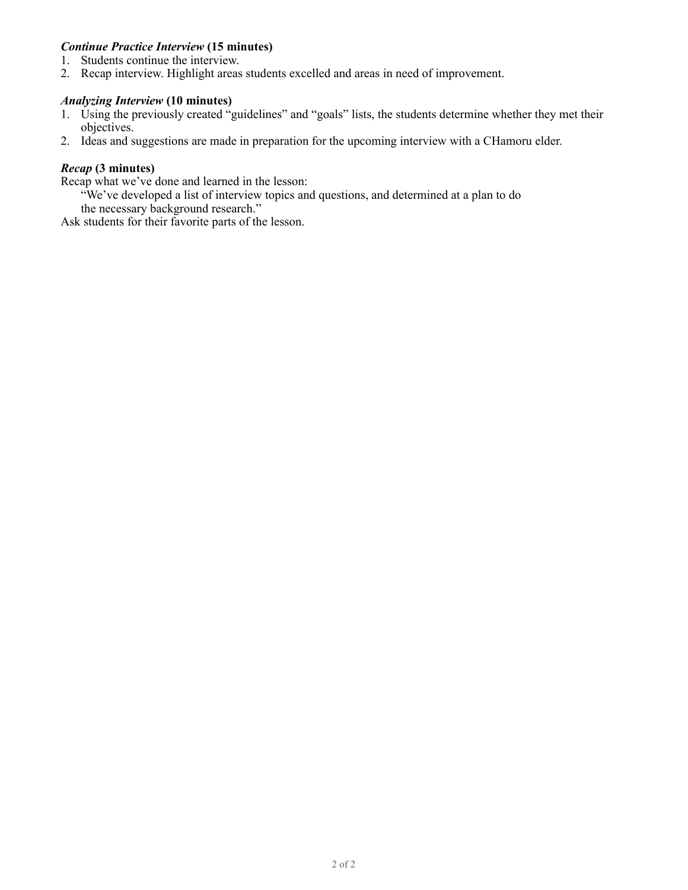***Continue Practice Interview* (15 minutes)**

1. Students continue the interview.
2. Recap interview. Highlight areas students excelled and areas in need of improvement.

***Analyzing Interview* (10 minutes)**

1. Using the previously created "guidelines" and "goals" lists, the students determine whether they met their objectives.
2. Ideas and suggestions are made in preparation for the upcoming interview with a CHamoru elder.

***Recap* (3 minutes)**

Recap what we've done and learned in the lesson:

> "We've developed a list of interview topics and questions, and determined at a plan to do the necessary background research."

Ask students for their favorite parts of the lesson.